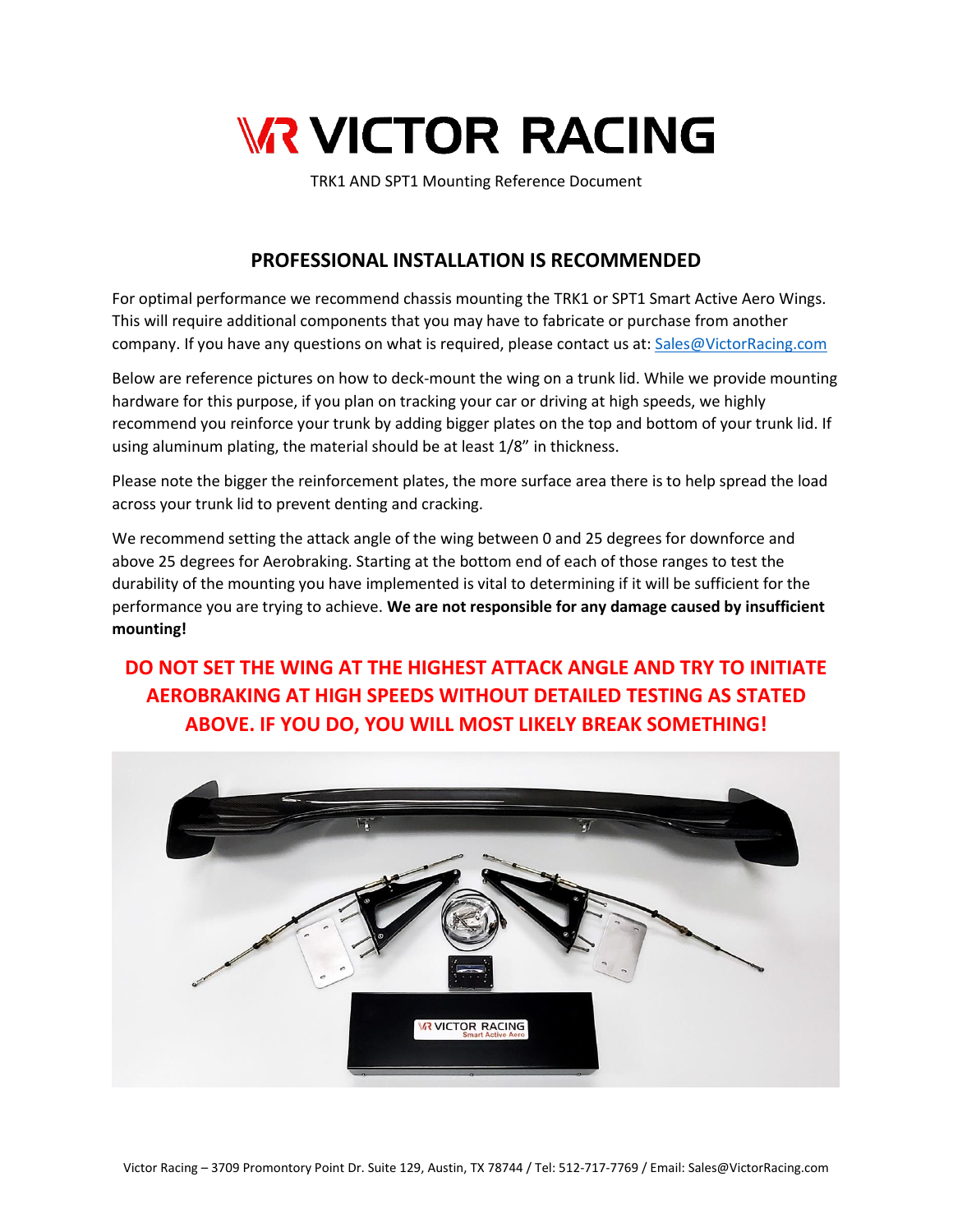# VR VICTOR RACING

TRK1 AND SPT1 Mounting Reference Document

## PROFESSIONAL INSTALLATION IS RECOMMENDED

For optimal performance we recommend chassis mounting the TRK1 or SPT1 Smart Active Aero Wings. This will require additional components that you may have to fabricate or purchase from another company. If you have any questions on what is required, please contact us at: Sales@VictorRacing.com

Below are reference pictures on how to deck-mount the wing on a trunk lid. While we provide mounting hardware for this purpose, if you plan on tracking your car or driving at high speeds, we highly recommend you reinforce your trunk by adding bigger plates on the top and bottom of your trunk lid. If using aluminum plating, the material should be at least 1/8" in thickness.

Please note the bigger the reinforcement plates, the more surface area there is to help spread the load across your trunk lid to prevent denting and cracking.

We recommend setting the attack angle of the wing between 0 and 25 degrees for downforce and above 25 degrees for Aerobraking. Starting at the bottom end of each of those ranges to test the durability of the mounting you have implemented is vital to determining if it will be sufficient for the performance you are trying to achieve. **We are not responsible for any damage caused by insufficient mounting!**

**DO NOT SET THE WING AT THE HIGHEST ATTACK ANGLE AND TRY TO INITIATE AEROBRAKING AT HIGH SPEEDS WITHOUT DETAILED TESTING AS STATED ABOVE. IF YOU DO, YOU WILL MOST LIKELY BREAK SOMETHING!**

Victor Racing – 3709 Promontory Point Dr. Suite 129, Austin, TX 78744 / Tel: 512-717-7769 / Email: Sales@VictorRacing.com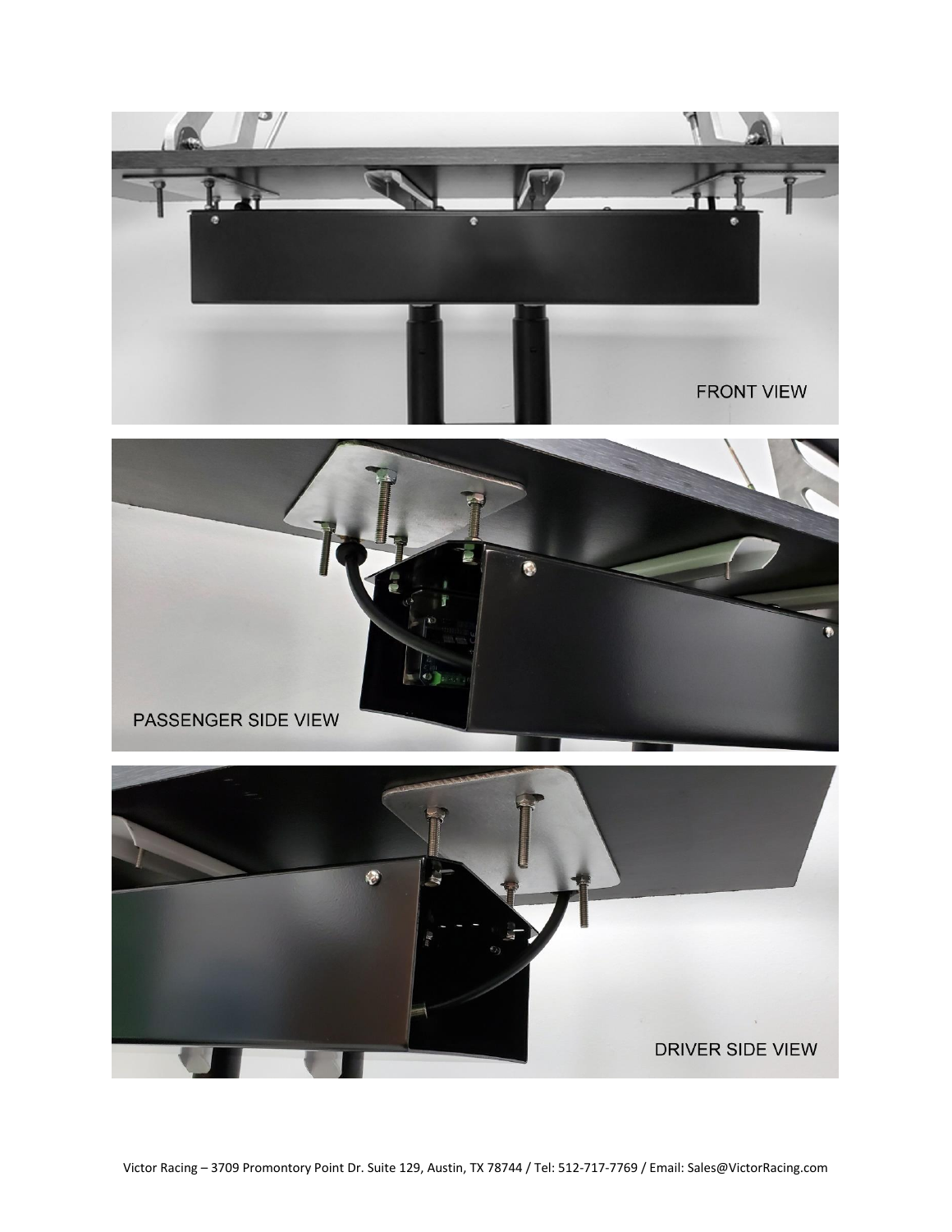FRONT VIEW

PASSENGER SIDE VIEW

DRIVER SIDE VIEW